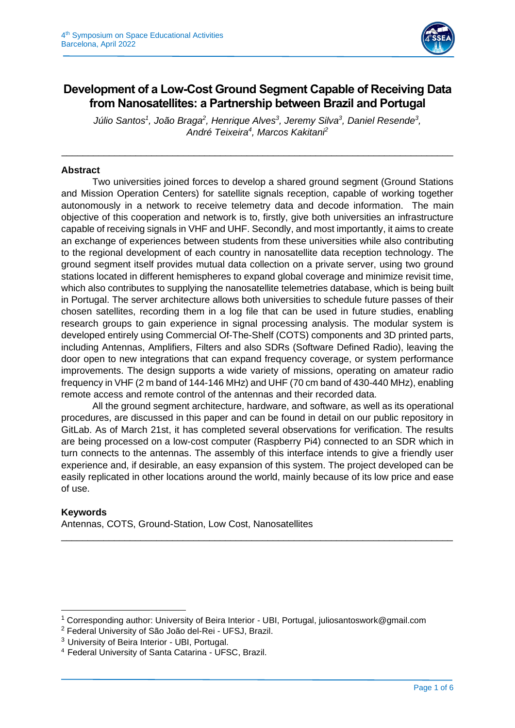# Development of a Low-Cost Ground Segment Capable of Receiving Data from Nanosatellites: a Partnership between Brazil and Portugal

*Júlio Santos[1], João Braga[2], Henrique Alves[3], Jeremy Silva[3], Daniel Resende[3], André Teixeira[4], Marcos Kakitani[2]*

---

## Abstract

Two universities joined forces to develop a shared ground segment (Ground Stations and Mission Operation Centers) for satellite signals reception, capable of working together autonomously in a network to receive telemetry data and decode information. The main objective of this cooperation and network is to, firstly, give both universities an infrastructure capable of receiving signals in VHF and UHF. Secondly, and most importantly, it aims to create an exchange of experiences between students from these universities while also contributing to the regional development of each country in nanosatellite data reception technology. The ground segment itself provides mutual data collection on a private server, using two ground stations located in different hemispheres to expand global coverage and minimize revisit time, which also contributes to supplying the nanosatellite telemetries database, which is being built in Portugal. The server architecture allows both universities to schedule future passes of their chosen satellites, recording them in a log file that can be used in future studies, enabling research groups to gain experience in signal processing analysis. The modular system is developed entirely using Commercial Of-The-Shelf (COTS) components and 3D printed parts, including Antennas, Amplifiers, Filters and also SDRs (Software Defined Radio), leaving the door open to new integrations that can expand frequency coverage, or system performance improvements. The design supports a wide variety of missions, operating on amateur radio frequency in VHF (2 m band of 144-146 MHz) and UHF (70 cm band of 430-440 MHz), enabling remote access and remote control of the antennas and their recorded data.

All the ground segment architecture, hardware, and software, as well as its operational procedures, are discussed in this paper and can be found in detail on our public repository in GitLab. As of March 21st, it has completed several observations for verification. The results are being processed on a low-cost computer (Raspberry Pi4) connected to an SDR which in turn connects to the antennas. The assembly of this interface intends to give a friendly user experience and, if desirable, an easy expansion of this system. The project developed can be easily replicated in other locations around the world, mainly because of its low price and ease of use.

## Keywords

Antennas, COTS, Ground-Station, Low Cost, Nanosatellites

---

[1] Corresponding author: University of Beira Interior - UBI, Portugal, juliosantoswork@gmail.com
[2] Federal University of São João del-Rei - UFSJ, Brazil.
[3] University of Beira Interior - UBI, Portugal.
[4] Federal University of Santa Catarina - UFSC, Brazil.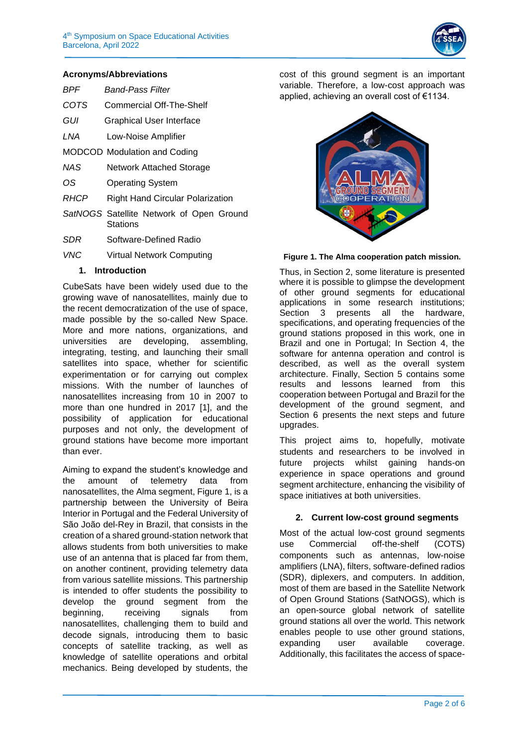### Acronyms/Abbreviations

| | |
|---|---|
| *BPF* | *Band-Pass Filter* |
| *COTS* | Commercial Off-The-Shelf |
| *GUI* | Graphical User Interface |
| *LNA* | Low-Noise Amplifier |
| MODCOD | Modulation and Coding |
| *NAS* | Network Attached Storage |
| *OS* | Operating System |
| *RHCP* | Right Hand Circular Polarization |
| *SatNOGS* | Satellite Network of Open Ground Stations |
| *SDR* | Software-Defined Radio |
| *VNC* | Virtual Network Computing |

## 1. Introduction

CubeSats have been widely used due to the growing wave of nanosatellites, mainly due to the recent democratization of the use of space, made possible by the so-called New Space. More and more nations, organizations, and universities are developing, assembling, integrating, testing, and launching their small satellites into space, whether for scientific experimentation or for carrying out complex missions. With the number of launches of nanosatellites increasing from 10 in 2007 to more than one hundred in 2017 [1], and the possibility of application for educational purposes and not only, the development of ground stations have become more important than ever.

Aiming to expand the student's knowledge and the amount of telemetry data from nanosatellites, the Alma segment, Figure 1, is a partnership between the University of Beira Interior in Portugal and the Federal University of São João del-Rey in Brazil, that consists in the creation of a shared ground-station network that allows students from both universities to make use of an antenna that is placed far from them, on another continent, providing telemetry data from various satellite missions. This partnership is intended to offer students the possibility to develop the ground segment from the beginning, receiving signals from nanosatellites, challenging them to build and decode signals, introducing them to basic concepts of satellite tracking, as well as knowledge of satellite operations and orbital mechanics. Being developed by students, the cost of this ground segment is an important variable. Therefore, a low-cost approach was applied, achieving an overall cost of €1134.

**Figure 1. The Alma cooperation patch mission.**

Thus, in Section 2, some literature is presented where it is possible to glimpse the development of other ground segments for educational applications in some research institutions; Section 3 presents all the hardware, specifications, and operating frequencies of the ground stations proposed in this work, one in Brazil and one in Portugal; In Section 4, the software for antenna operation and control is described, as well as the overall system architecture. Finally, Section 5 contains some results and lessons learned from this cooperation between Portugal and Brazil for the development of the ground segment, and Section 6 presents the next steps and future upgrades.

This project aims to, hopefully, motivate students and researchers to be involved in future projects whilst gaining hands-on experience in space operations and ground segment architecture, enhancing the visibility of space initiatives at both universities.

## 2. Current low-cost ground segments

Most of the actual low-cost ground segments use Commercial off-the-shelf (COTS) components such as antennas, low-noise amplifiers (LNA), filters, software-defined radios (SDR), diplexers, and computers. In addition, most of them are based in the Satellite Network of Open Ground Stations (SatNOGS), which is an open-source global network of satellite ground stations all over the world. This network enables people to use other ground stations, expanding user available coverage. Additionally, this facilitates the access of space-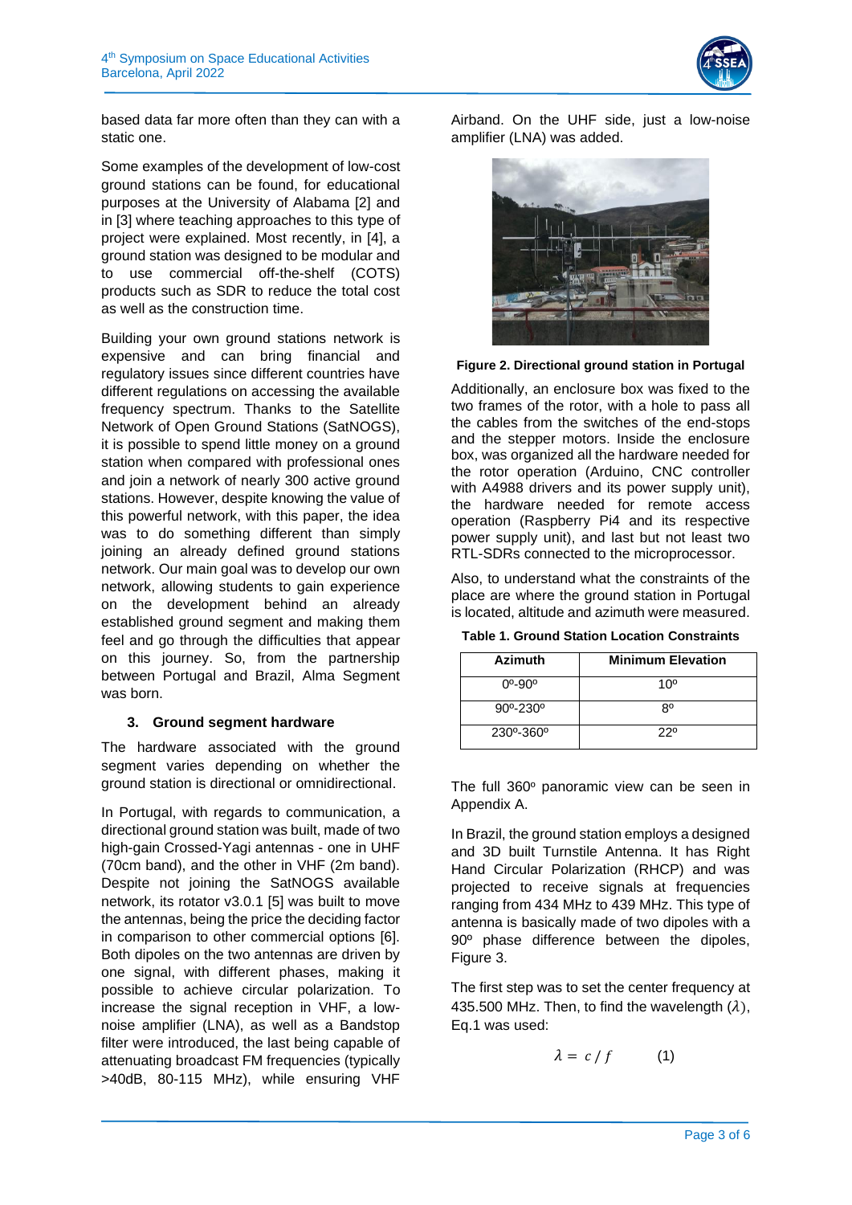based data far more often than they can with a static one.

Some examples of the development of low-cost ground stations can be found, for educational purposes at the University of Alabama [2] and in [3] where teaching approaches to this type of project were explained. Most recently, in [4], a ground station was designed to be modular and to use commercial off-the-shelf (COTS) products such as SDR to reduce the total cost as well as the construction time.

Building your own ground stations network is expensive and can bring financial and regulatory issues since different countries have different regulations on accessing the available frequency spectrum. Thanks to the Satellite Network of Open Ground Stations (SatNOGS), it is possible to spend little money on a ground station when compared with professional ones and join a network of nearly 300 active ground stations. However, despite knowing the value of this powerful network, with this paper, the idea was to do something different than simply joining an already defined ground stations network. Our main goal was to develop our own network, allowing students to gain experience on the development behind an already established ground segment and making them feel and go through the difficulties that appear on this journey. So, from the partnership between Portugal and Brazil, Alma Segment was born.

### 3. Ground segment hardware

The hardware associated with the ground segment varies depending on whether the ground station is directional or omnidirectional.

In Portugal, with regards to communication, a directional ground station was built, made of two high-gain Crossed-Yagi antennas - one in UHF (70cm band), and the other in VHF (2m band). Despite not joining the SatNOGS available network, its rotator v3.0.1 [5] was built to move the antennas, being the price the deciding factor in comparison to other commercial options [6]. Both dipoles on the two antennas are driven by one signal, with different phases, making it possible to achieve circular polarization. To increase the signal reception in VHF, a low-noise amplifier (LNA), as well as a Bandstop filter were introduced, the last being capable of attenuating broadcast FM frequencies (typically >40dB, 80-115 MHz), while ensuring VHF Airband. On the UHF side, just a low-noise amplifier (LNA) was added.

**Figure 2. Directional ground station in Portugal**

Additionally, an enclosure box was fixed to the two frames of the rotor, with a hole to pass all the cables from the switches of the end-stops and the stepper motors. Inside the enclosure box, was organized all the hardware needed for the rotor operation (Arduino, CNC controller with A4988 drivers and its power supply unit), the hardware needed for remote access operation (Raspberry Pi4 and its respective power supply unit), and last but not least two RTL-SDRs connected to the microprocessor.

Also, to understand what the constraints of the place are where the ground station in Portugal is located, altitude and azimuth were measured.

**Table 1. Ground Station Location Constraints**

| Azimuth | Minimum Elevation |
|---|---|
| 0º-90º | 10º |
| 90º-230º | 8º |
| 230º-360º | 22º |

The full 360º panoramic view can be seen in Appendix A.

In Brazil, the ground station employs a designed and 3D built Turnstile Antenna. It has Right Hand Circular Polarization (RHCP) and was projected to receive signals at frequencies ranging from 434 MHz to 439 MHz. This type of antenna is basically made of two dipoles with a 90º phase difference between the dipoles, Figure 3.

The first step was to set the center frequency at 435.500 MHz. Then, to find the wavelength ($\lambda$), Eq.1 was used:

$$\lambda = c \,/\, f \qquad (1)$$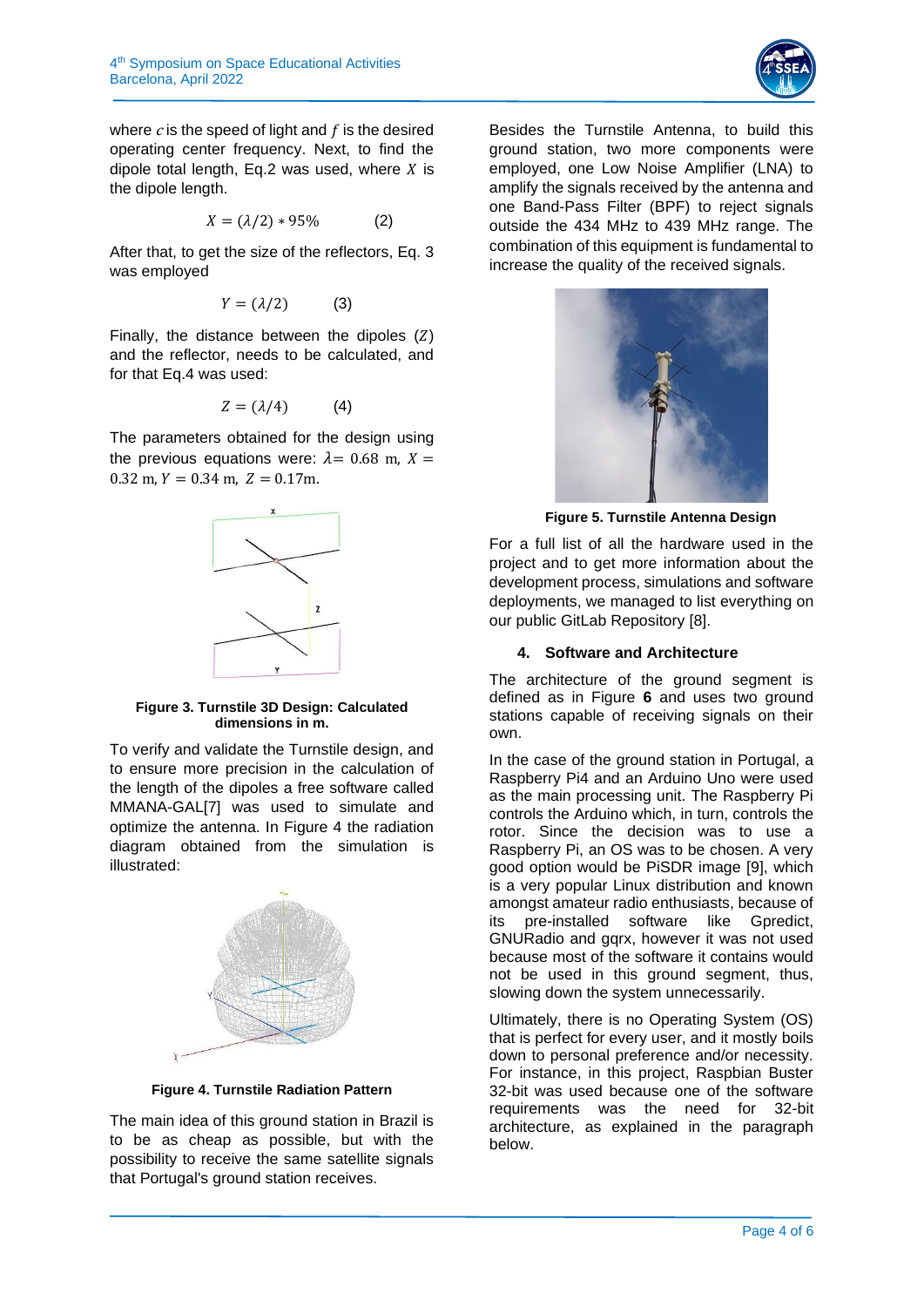where $c$ is the speed of light and $f$ is the desired operating center frequency. Next, to find the dipole total length, Eq.2 was used, where $X$ is the dipole length.

$$X = (\lambda/2) * 95\% \qquad (2)$$

After that, to get the size of the reflectors, Eq. 3 was employed

$$Y = (\lambda/2) \qquad (3)$$

Finally, the distance between the dipoles $(Z)$ and the reflector, needs to be calculated, and for that Eq.4 was used:

$$Z = (\lambda/4) \qquad (4)$$

The parameters obtained for the design using the previous equations were: $\lambda = 0.68$ m, $X = 0.32$ m, $Y = 0.34$ m, $Z = 0.17$m.

**Figure 3. Turnstile 3D Design: Calculated dimensions in m.**

To verify and validate the Turnstile design, and to ensure more precision in the calculation of the length of the dipoles a free software called MMANA-GAL[7] was used to simulate and optimize the antenna. In Figure 4 the radiation diagram obtained from the simulation is illustrated:

**Figure 4. Turnstile Radiation Pattern**

The main idea of this ground station in Brazil is to be as cheap as possible, but with the possibility to receive the same satellite signals that Portugal's ground station receives.

Besides the Turnstile Antenna, to build this ground station, two more components were employed, one Low Noise Amplifier (LNA) to amplify the signals received by the antenna and one Band-Pass Filter (BPF) to reject signals outside the 434 MHz to 439 MHz range. The combination of this equipment is fundamental to increase the quality of the received signals.

**Figure 5. Turnstile Antenna Design**

For a full list of all the hardware used in the project and to get more information about the development process, simulations and software deployments, we managed to list everything on our public GitLab Repository [8].

## 4. Software and Architecture

The architecture of the ground segment is defined as in Figure **6** and uses two ground stations capable of receiving signals on their own.

In the case of the ground station in Portugal, a Raspberry Pi4 and an Arduino Uno were used as the main processing unit. The Raspberry Pi controls the Arduino which, in turn, controls the rotor. Since the decision was to use a Raspberry Pi, an OS was to be chosen. A very good option would be PiSDR image [9], which is a very popular Linux distribution and known amongst amateur radio enthusiasts, because of its pre-installed software like Gpredict, GNURadio and gqrx, however it was not used because most of the software it contains would not be used in this ground segment, thus, slowing down the system unnecessarily.

Ultimately, there is no Operating System (OS) that is perfect for every user, and it mostly boils down to personal preference and/or necessity. For instance, in this project, Raspbian Buster 32-bit was used because one of the software requirements was the need for 32-bit architecture, as explained in the paragraph below.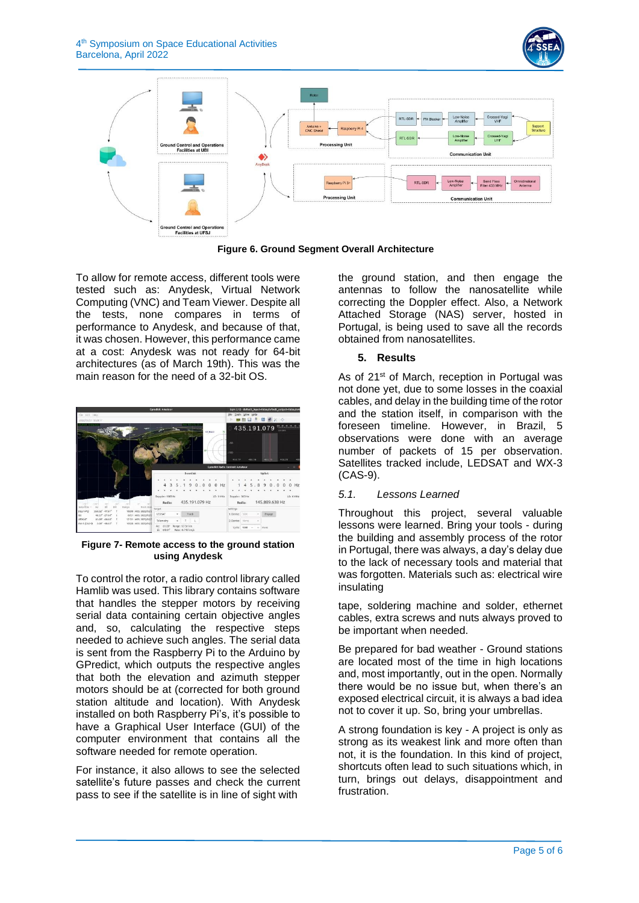**Figure 6. Ground Segment Overall Architecture**

To allow for remote access, different tools were tested such as: Anydesk, Virtual Network Computing (VNC) and Team Viewer. Despite all the tests, none compares in terms of performance to Anydesk, and because of that, it was chosen. However, this performance came at a cost: Anydesk was not ready for 64-bit architectures (as of March 19th). This was the main reason for the need of a 32-bit OS.

**Figure 7- Remote access to the ground station using Anydesk**

To control the rotor, a radio control library called Hamlib was used. This library contains software that handles the stepper motors by receiving serial data containing certain objective angles and, so, calculating the respective steps needed to achieve such angles. The serial data is sent from the Raspberry Pi to the Arduino by GPredict, which outputs the respective angles that both the elevation and azimuth stepper motors should be at (corrected for both ground station altitude and location). With Anydesk installed on both Raspberry Pi's, it's possible to have a Graphical User Interface (GUI) of the computer environment that contains all the software needed for remote operation.

For instance, it also allows to see the selected satellite's future passes and check the current pass to see if the satellite is in line of sight with the ground station, and then engage the antennas to follow the nanosatellite while correcting the Doppler effect. Also, a Network Attached Storage (NAS) server, hosted in Portugal, is being used to save all the records obtained from nanosatellites.

## 5. Results

As of 21st of March, reception in Portugal was not done yet, due to some losses in the coaxial cables, and delay in the building time of the rotor and the station itself, in comparison with the foreseen timeline. However, in Brazil, 5 observations were done with an average number of packets of 15 per observation. Satellites tracked include, LEDSAT and WX-3 (CAS-9).

### *5.1. Lessons Learned*

Throughout this project, several valuable lessons were learned. Bring your tools - during the building and assembly process of the rotor in Portugal, there was always, a day's delay due to the lack of necessary tools and material that was forgotten. Materials such as: electrical wire insulating

tape, soldering machine and solder, ethernet cables, extra screws and nuts always proved to be important when needed.

Be prepared for bad weather - Ground stations are located most of the time in high locations and, most importantly, out in the open. Normally there would be no issue but, when there's an exposed electrical circuit, it is always a bad idea not to cover it up. So, bring your umbrellas.

A strong foundation is key - A project is only as strong as its weakest link and more often than not, it is the foundation. In this kind of project, shortcuts often lead to such situations which, in turn, brings out delays, disappointment and frustration.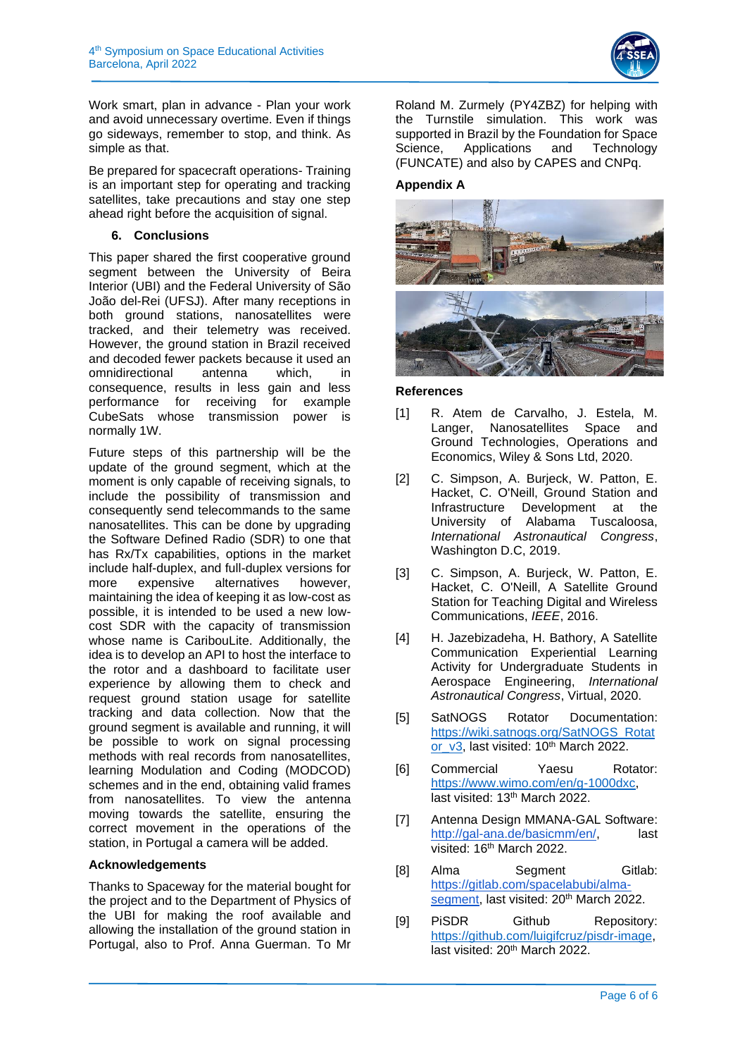Work smart, plan in advance - Plan your work and avoid unnecessary overtime. Even if things go sideways, remember to stop, and think. As simple as that.

Be prepared for spacecraft operations- Training is an important step for operating and tracking satellites, take precautions and stay one step ahead right before the acquisition of signal.

## 6. Conclusions

This paper shared the first cooperative ground segment between the University of Beira Interior (UBI) and the Federal University of São João del-Rei (UFSJ). After many receptions in both ground stations, nanosatellites were tracked, and their telemetry was received. However, the ground station in Brazil received and decoded fewer packets because it used an omnidirectional antenna which, in consequence, results in less gain and less performance for receiving for example CubeSats whose transmission power is normally 1W.

Future steps of this partnership will be the update of the ground segment, which at the moment is only capable of receiving signals, to include the possibility of transmission and consequently send telecommands to the same nanosatellites. This can be done by upgrading the Software Defined Radio (SDR) to one that has Rx/Tx capabilities, options in the market include half-duplex, and full-duplex versions for more expensive alternatives however, maintaining the idea of keeping it as low-cost as possible, it is intended to be used a new low-cost SDR with the capacity of transmission whose name is CaribouLite. Additionally, the idea is to develop an API to host the interface to the rotor and a dashboard to facilitate user experience by allowing them to check and request ground station usage for satellite tracking and data collection. Now that the ground segment is available and running, it will be possible to work on signal processing methods with real records from nanosatellites, learning Modulation and Coding (MODCOD) schemes and in the end, obtaining valid frames from nanosatellites. To view the antenna moving towards the satellite, ensuring the correct movement in the operations of the station, in Portugal a camera will be added.

## Acknowledgements

Thanks to Spaceway for the material bought for the project and to the Department of Physics of the UBI for making the roof available and allowing the installation of the ground station in Portugal, also to Prof. Anna Guerman. To Mr Roland M. Zurmely (PY4ZBZ) for helping with the Turnstile simulation. This work was supported in Brazil by the Foundation for Space Science, Applications and Technology (FUNCATE) and also by CAPES and CNPq.

## Appendix A

## References

[1] R. Atem de Carvalho, J. Estela, M. Langer, Nanosatellites Space and Ground Technologies, Operations and Economics, Wiley & Sons Ltd, 2020.

[2] C. Simpson, A. Burjeck, W. Patton, E. Hacket, C. O'Neill, Ground Station and Infrastructure Development at the University of Alabama Tuscaloosa, *International Astronautical Congress*, Washington D.C, 2019.

[3] C. Simpson, A. Burjeck, W. Patton, E. Hacket, C. O'Neill, A Satellite Ground Station for Teaching Digital and Wireless Communications, *IEEE*, 2016.

[4] H. Jazebizadeha, H. Bathory, A Satellite Communication Experiential Learning Activity for Undergraduate Students in Aerospace Engineering, *International Astronautical Congress*, Virtual, 2020.

[5] SatNOGS Rotator Documentation: https://wiki.satnogs.org/SatNOGS_Rotator_v3, last visited: 10th March 2022.

[6] Commercial Yaesu Rotator: https://www.wimo.com/en/g-1000dxc, last visited: 13th March 2022.

[7] Antenna Design MMANA-GAL Software: http://gal-ana.de/basicmm/en/, last visited: 16th March 2022.

[8] Alma Segment Gitlab: https://gitlab.com/spacelabubi/alma-segment, last visited: 20th March 2022.

[9] PiSDR Github Repository: https://github.com/luigifcruz/pisdr-image, last visited: 20th March 2022.